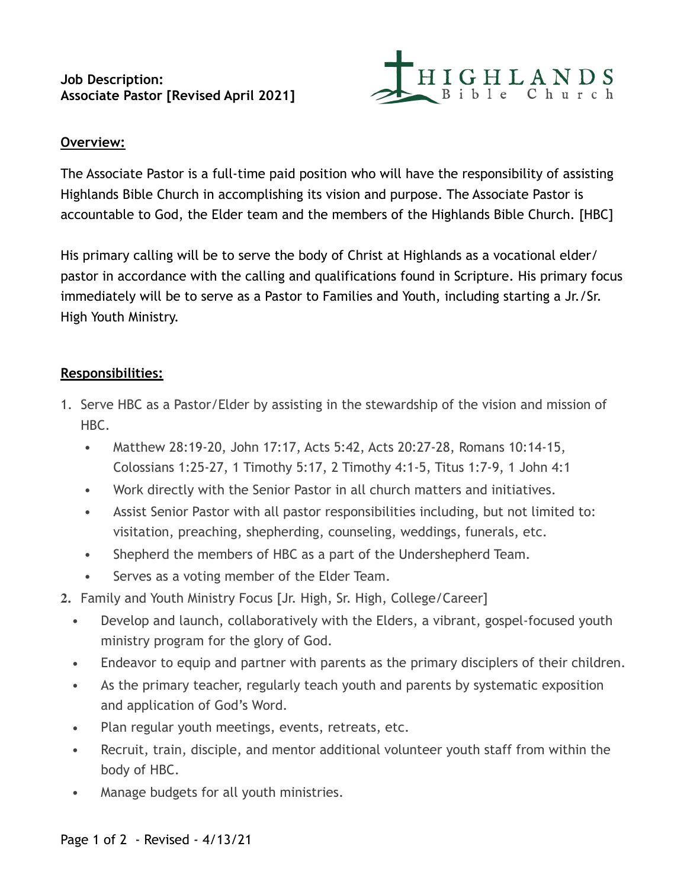**Job Description:**
**Associate Pastor [Revised April 2021]**

HIGHLANDS Bible Church

## Overview:

The Associate Pastor is a full-time paid position who will have the responsibility of assisting Highlands Bible Church in accomplishing its vision and purpose. The Associate Pastor is accountable to God, the Elder team and the members of the Highlands Bible Church. [HBC]

His primary calling will be to serve the body of Christ at Highlands as a vocational elder/pastor in accordance with the calling and qualifications found in Scripture. His primary focus immediately will be to serve as a Pastor to Families and Youth, including starting a Jr./Sr. High Youth Ministry.

## Responsibilities:

1. Serve HBC as a Pastor/Elder by assisting in the stewardship of the vision and mission of HBC.
   - Matthew 28:19-20, John 17:17, Acts 5:42, Acts 20:27-28, Romans 10:14-15, Colossians 1:25-27, 1 Timothy 5:17, 2 Timothy 4:1-5, Titus 1:7-9, 1 John 4:1
   - Work directly with the Senior Pastor in all church matters and initiatives.
   - Assist Senior Pastor with all pastor responsibilities including, but not limited to: visitation, preaching, shepherding, counseling, weddings, funerals, etc.
   - Shepherd the members of HBC as a part of the Undershepherd Team.
   - Serves as a voting member of the Elder Team.
2. Family and Youth Ministry Focus [Jr. High, Sr. High, College/Career]
   - Develop and launch, collaboratively with the Elders, a vibrant, gospel-focused youth ministry program for the glory of God.
   - Endeavor to equip and partner with parents as the primary disciplers of their children.
   - As the primary teacher, regularly teach youth and parents by systematic exposition and application of God's Word.
   - Plan regular youth meetings, events, retreats, etc.
   - Recruit, train, disciple, and mentor additional volunteer youth staff from within the body of HBC.
   - Manage budgets for all youth ministries.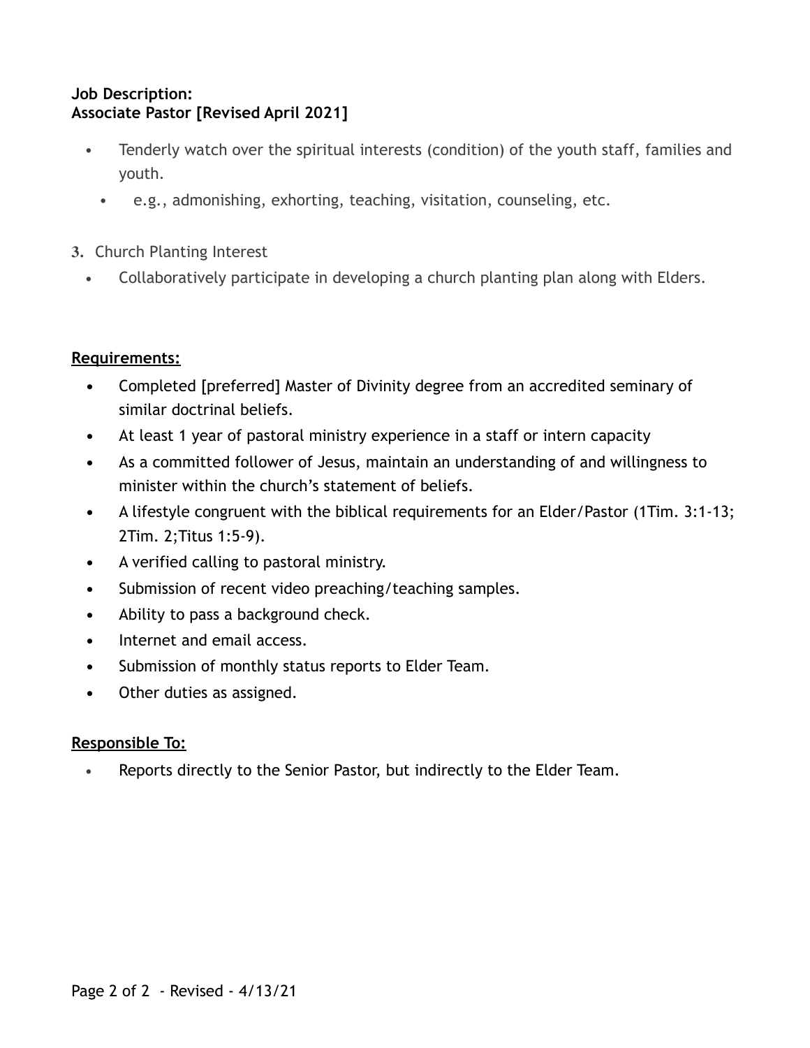**Job Description:**
**Associate Pastor [Revised April 2021]**

- Tenderly watch over the spiritual interests (condition) of the youth staff, families and youth.
  - e.g., admonishing, exhorting, teaching, visitation, counseling, etc.

3. Church Planting Interest
   - Collaboratively participate in developing a church planting plan along with Elders.

**Requirements:**

- Completed [preferred] Master of Divinity degree from an accredited seminary of similar doctrinal beliefs.
- At least 1 year of pastoral ministry experience in a staff or intern capacity
- As a committed follower of Jesus, maintain an understanding of and willingness to minister within the church's statement of beliefs.
- A lifestyle congruent with the biblical requirements for an Elder/Pastor (1Tim. 3:1-13; 2Tim. 2;Titus 1:5-9).
- A verified calling to pastoral ministry.
- Submission of recent video preaching/teaching samples.
- Ability to pass a background check.
- Internet and email access.
- Submission of monthly status reports to Elder Team.
- Other duties as assigned.

**Responsible To:**

- Reports directly to the Senior Pastor, but indirectly to the Elder Team.